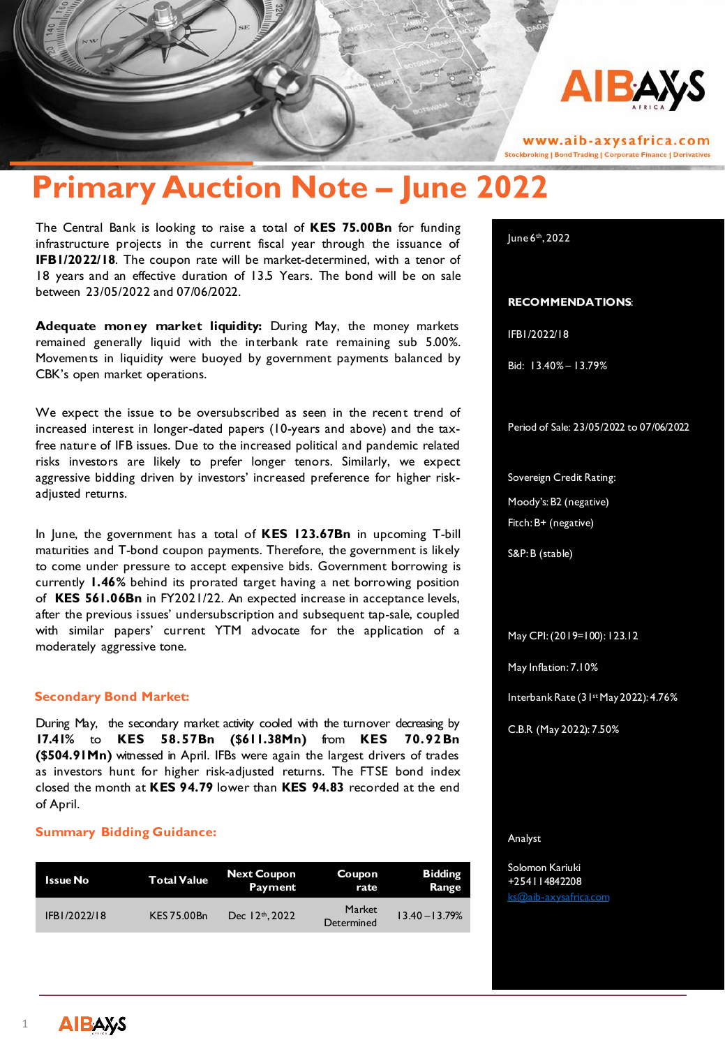# Primary Auction Note – June 2022

The Central Bank is looking to raise a total of **KES 75.00Bn** for funding infrastructure projects in the current fiscal year through the issuance of **IFB1/2022/18**. The coupon rate will be market-determined, with a tenor of 18 years and an effective duration of 13.5 Years. The bond will be on sale between 23/05/2022 and 07/06/2022.

**Adequate money market liquidity:** During May, the money markets remained generally liquid with the interbank rate remaining sub 5.00%. Movements in liquidity were buoyed by government payments balanced by CBK's open market operations.

We expect the issue to be oversubscribed as seen in the recent trend of increased interest in longer-dated papers (10-years and above) and the tax-free nature of IFB issues. Due to the increased political and pandemic related risks investors are likely to prefer longer tenors. Similarly, we expect aggressive bidding driven by investors' increased preference for higher risk-adjusted returns.

In June, the government has a total of **KES 123.67Bn** in upcoming T-bill maturities and T-bond coupon payments. Therefore, the government is likely to come under pressure to accept expensive bids. Government borrowing is currently **1.46%** behind its prorated target having a net borrowing position of **KES 561.06Bn** in FY2021/22. An expected increase in acceptance levels, after the previous issues' undersubscription and subsequent tap-sale, coupled with similar papers' current YTM advocate for the application of a moderately aggressive tone.

## Secondary Bond Market:

During May, the secondary market activity cooled with the turnover decreasing by **17.41%** to **KES 58.57Bn ($611.38Mn)** from **KES 70.92Bn ($504.91Mn)** witnessed in April. IFBs were again the largest drivers of trades as investors hunt for higher risk-adjusted returns. The FTSE bond index closed the month at **KES 94.79** lower than **KES 94.83** recorded at the end of April.

## Summary Bidding Guidance:

| Issue No | Total Value | Next Coupon Payment | Coupon rate | Bidding Range |
|---|---|---|---|---|
| IFB1/2022/18 | KES 75.00Bn | Dec 12th, 2022 | Market Determined | 13.40 – 13.79% |

June 6th, 2022

**RECOMMENDATIONS:**

IFB1/2022/18

Bid: 13.40% – 13.79%

Period of Sale: 23/05/2022 to 07/06/2022

Sovereign Credit Rating:

Moody's: B2 (negative)

Fitch: B+ (negative)

S&P: B (stable)

May CPI: (2019=100): 123.12

May Inflation: 7.10%

Interbank Rate (31st May 2022): 4.76%

C.B.R (May 2022): 7.50%

Analyst

Solomon Kariuki
+254114842208
ks@aib-axysafrica.com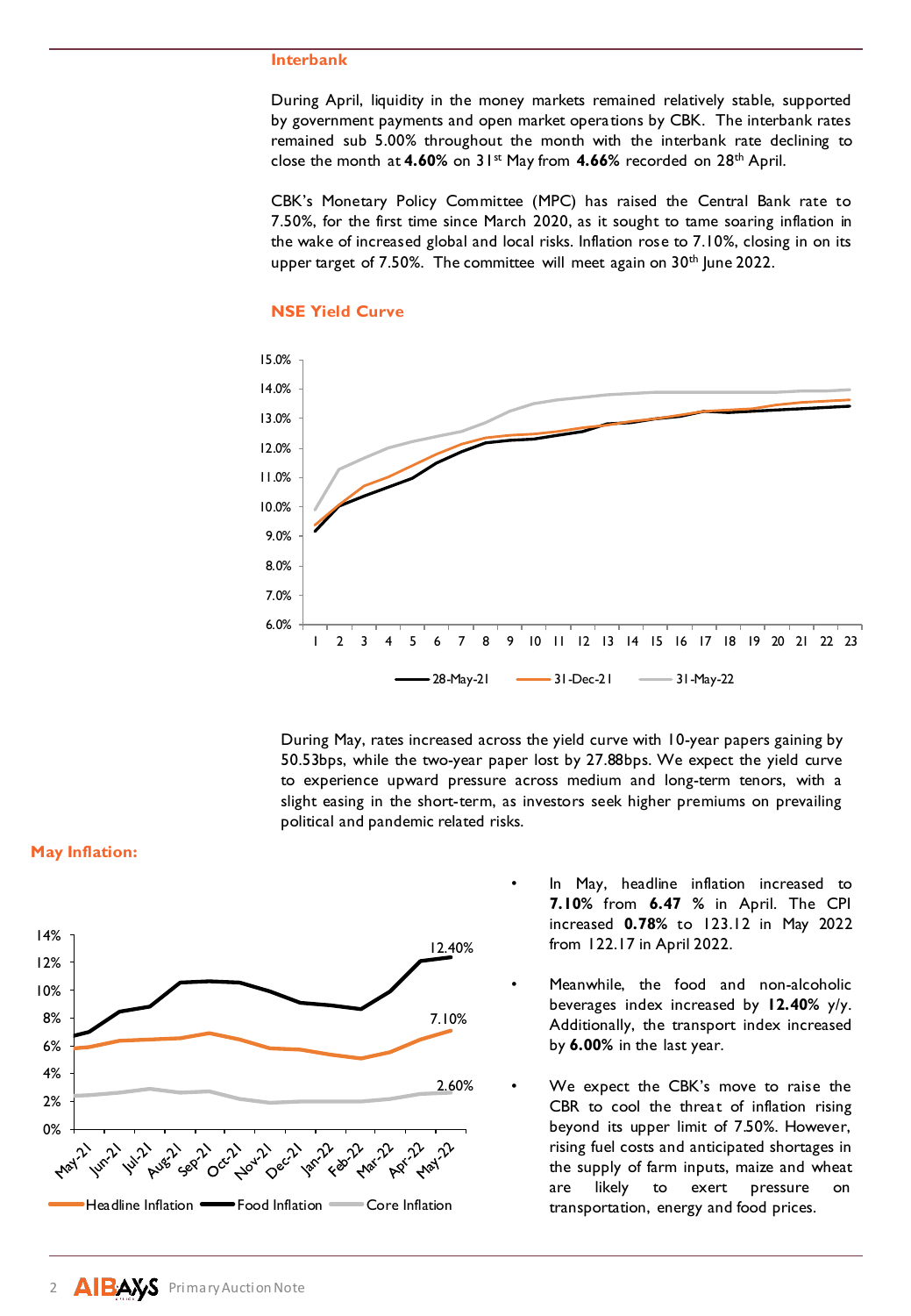## Interbank

During April, liquidity in the money markets remained relatively stable, supported by government payments and open market operations by CBK. The interbank rates remained sub 5.00% throughout the month with the interbank rate declining to close the month at **4.60%** on 31st May from **4.66%** recorded on 28th April.

CBK's Monetary Policy Committee (MPC) has raised the Central Bank rate to 7.50%, for the first time since March 2020, as it sought to tame soaring inflation in the wake of increased global and local risks. Inflation rose to 7.10%, closing in on its upper target of 7.50%. The committee will meet again on 30th June 2022.

## NSE Yield Curve

During May, rates increased across the yield curve with 10-year papers gaining by 50.53bps, while the two-year paper lost by 27.88bps. We expect the yield curve to experience upward pressure across medium and long-term tenors, with a slight easing in the short-term, as investors seek higher premiums on prevailing political and pandemic related risks.

## May Inflation:

- In May, headline inflation increased to **7.10%** from **6.47 %** in April. The CPI increased **0.78%** to 123.12 in May 2022 from 122.17 in April 2022.
- Meanwhile, the food and non-alcoholic beverages index increased by **12.40%** y/y. Additionally, the transport index increased by **6.00%** in the last year.
- We expect the CBK's move to raise the CBR to cool the threat of inflation rising beyond its upper limit of 7.50%. However, rising fuel costs and anticipated shortages in the supply of farm inputs, maize and wheat are likely to exert pressure on transportation, energy and food prices.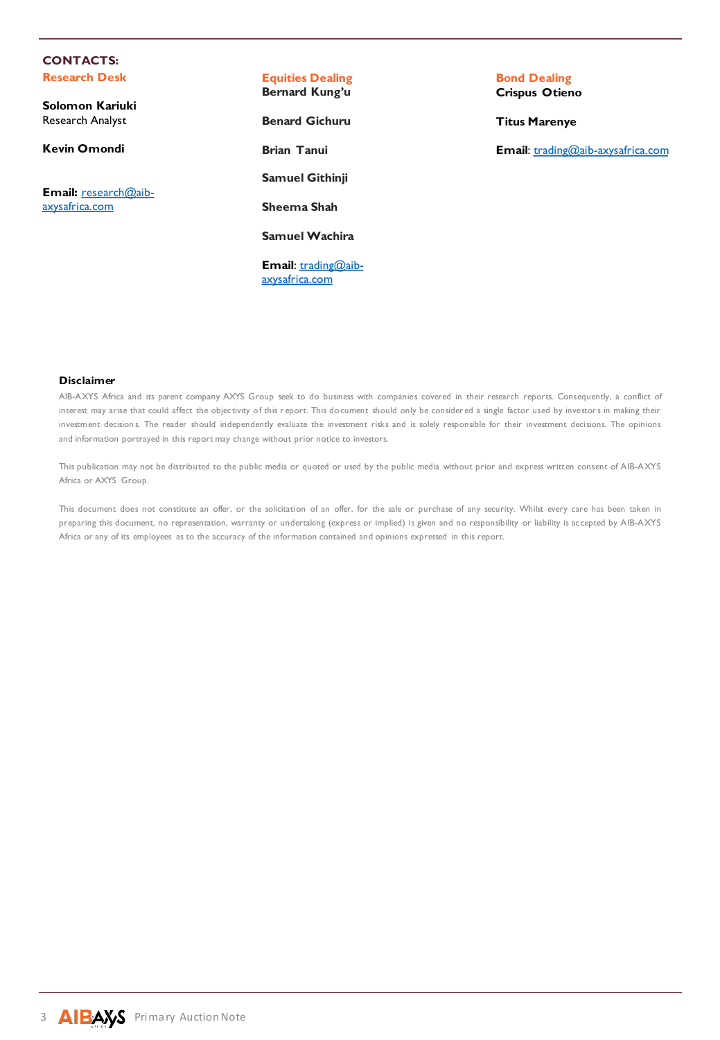**CONTACTS:**

**Research Desk**

**Solomon Kariuki**
Research Analyst

**Kevin Omondi**

**Email:** research@aib-axysafrica.com

**Equities Dealing**

**Bernard Kung'u**

**Benard Gichuru**

**Brian Tanui**

**Samuel Githinji**

**Sheema Shah**

**Samuel Wachira**

**Email**: trading@aib-axysafrica.com

**Bond Dealing**

**Crispus Otieno**

**Titus Marenye**

**Email**: trading@aib-axysafrica.com

**Disclaimer**

AIB-AXYS Africa and its parent company AXYS Group seek to do business with companies covered in their research reports. Consequently, a conflict of interest may arise that could affect the objectivity of this report. This document should only be considered a single factor used by investors in making their investment decisions. The reader should independently evaluate the investment risks and is solely responsible for their investment decisions. The opinions and information portrayed in this report may change without prior notice to investors.

This publication may not be distributed to the public media or quoted or used by the public media without prior and express written consent of AIB-AXYS Africa or AXYS Group.

This document does not constitute an offer, or the solicitation of an offer, for the sale or purchase of any security. Whilst every care has been taken in preparing this document, no representation, warranty or undertaking (express or implied) is given and no responsibility or liability is accepted by AIB-AXYS Africa or any of its employees as to the accuracy of the information contained and opinions expressed in this report.